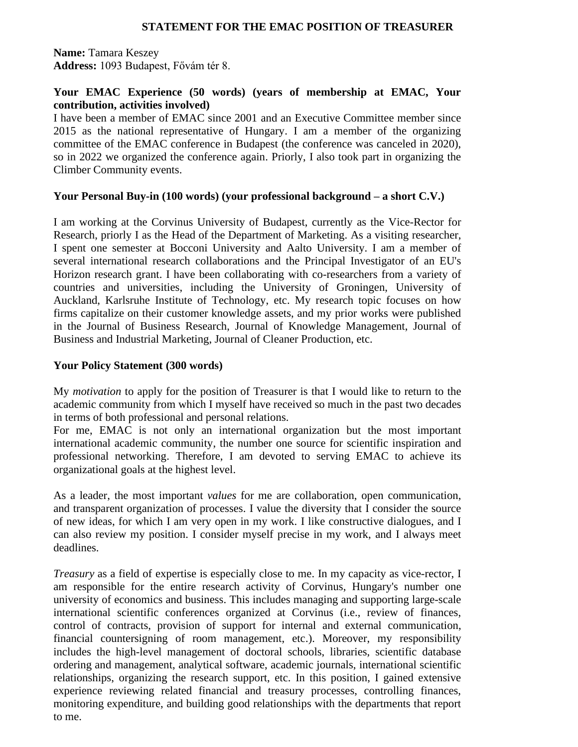# STATEMENT FOR THE EMAC POSITION OF TREASURER

**Name:** Tamara Keszey
**Address:** 1093 Budapest, Fővám tér 8.

**Your EMAC Experience (50 words) (years of membership at EMAC, Your contribution, activities involved)**

I have been a member of EMAC since 2001 and an Executive Committee member since 2015 as the national representative of Hungary. I am a member of the organizing committee of the EMAC conference in Budapest (the conference was canceled in 2020), so in 2022 we organized the conference again. Priorly, I also took part in organizing the Climber Community events.

**Your Personal Buy-in (100 words) (your professional background – a short C.V.)**

I am working at the Corvinus University of Budapest, currently as the Vice-Rector for Research, priorly I as the Head of the Department of Marketing. As a visiting researcher, I spent one semester at Bocconi University and Aalto University. I am a member of several international research collaborations and the Principal Investigator of an EU's Horizon research grant. I have been collaborating with co-researchers from a variety of countries and universities, including the University of Groningen, University of Auckland, Karlsruhe Institute of Technology, etc. My research topic focuses on how firms capitalize on their customer knowledge assets, and my prior works were published in the Journal of Business Research, Journal of Knowledge Management, Journal of Business and Industrial Marketing, Journal of Cleaner Production, etc.

**Your Policy Statement (300 words)**

My *motivation* to apply for the position of Treasurer is that I would like to return to the academic community from which I myself have received so much in the past two decades in terms of both professional and personal relations.
For me, EMAC is not only an international organization but the most important international academic community, the number one source for scientific inspiration and professional networking. Therefore, I am devoted to serving EMAC to achieve its organizational goals at the highest level.

As a leader, the most important *values* for me are collaboration, open communication, and transparent organization of processes. I value the diversity that I consider the source of new ideas, for which I am very open in my work. I like constructive dialogues, and I can also review my position. I consider myself precise in my work, and I always meet deadlines.

*Treasury* as a field of expertise is especially close to me. In my capacity as vice-rector, I am responsible for the entire research activity of Corvinus, Hungary's number one university of economics and business. This includes managing and supporting large-scale international scientific conferences organized at Corvinus (i.e., review of finances, control of contracts, provision of support for internal and external communication, financial countersigning of room management, etc.). Moreover, my responsibility includes the high-level management of doctoral schools, libraries, scientific database ordering and management, analytical software, academic journals, international scientific relationships, organizing the research support, etc. In this position, I gained extensive experience reviewing related financial and treasury processes, controlling finances, monitoring expenditure, and building good relationships with the departments that report to me.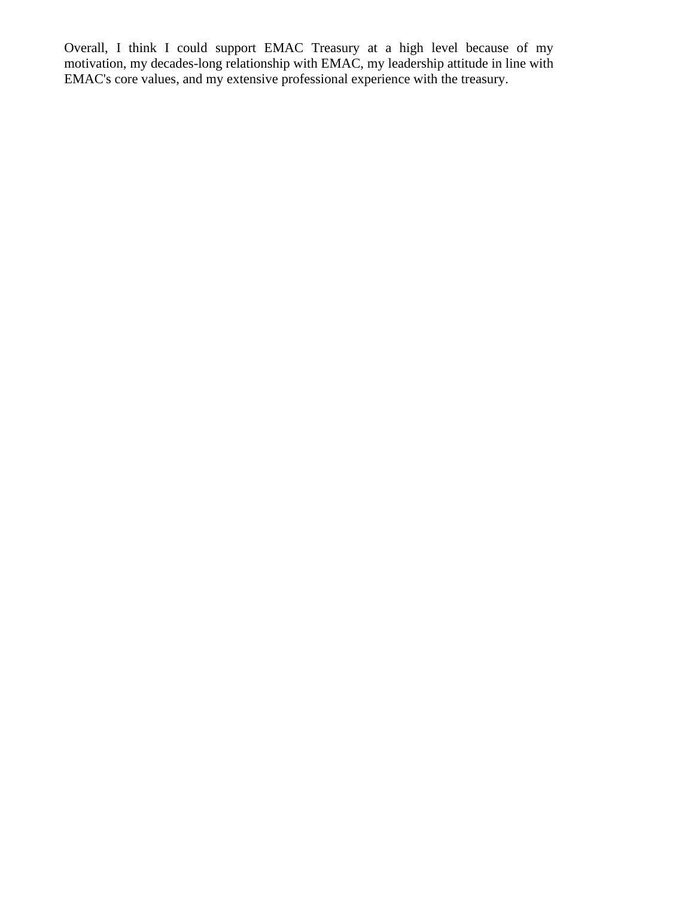Overall, I think I could support EMAC Treasury at a high level because of my motivation, my decades-long relationship with EMAC, my leadership attitude in line with EMAC's core values, and my extensive professional experience with the treasury.